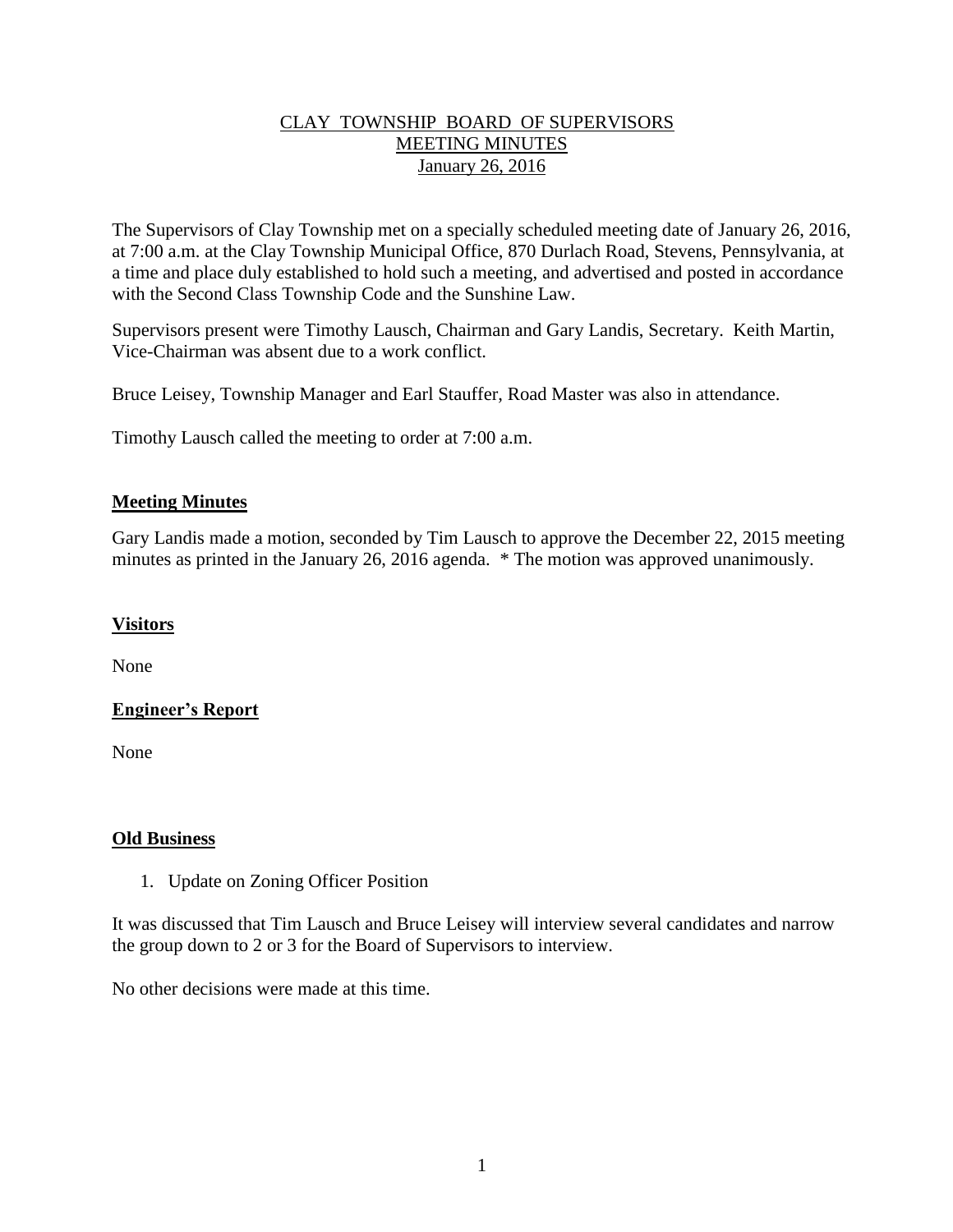# CLAY TOWNSHIP BOARD OF SUPERVISORS
## MEETING MINUTES
### January 26, 2016

The Supervisors of Clay Township met on a specially scheduled meeting date of January 26, 2016, at 7:00 a.m. at the Clay Township Municipal Office, 870 Durlach Road, Stevens, Pennsylvania, at a time and place duly established to hold such a meeting, and advertised and posted in accordance with the Second Class Township Code and the Sunshine Law.

Supervisors present were Timothy Lausch, Chairman and Gary Landis, Secretary. Keith Martin, Vice-Chairman was absent due to a work conflict.

Bruce Leisey, Township Manager and Earl Stauffer, Road Master was also in attendance.

Timothy Lausch called the meeting to order at 7:00 a.m.

**Meeting Minutes**

Gary Landis made a motion, seconded by Tim Lausch to approve the December 22, 2015 meeting minutes as printed in the January 26, 2016 agenda. * The motion was approved unanimously.

**Visitors**

None

**Engineer's Report**

None

**Old Business**

1. Update on Zoning Officer Position

It was discussed that Tim Lausch and Bruce Leisey will interview several candidates and narrow the group down to 2 or 3 for the Board of Supervisors to interview.

No other decisions were made at this time.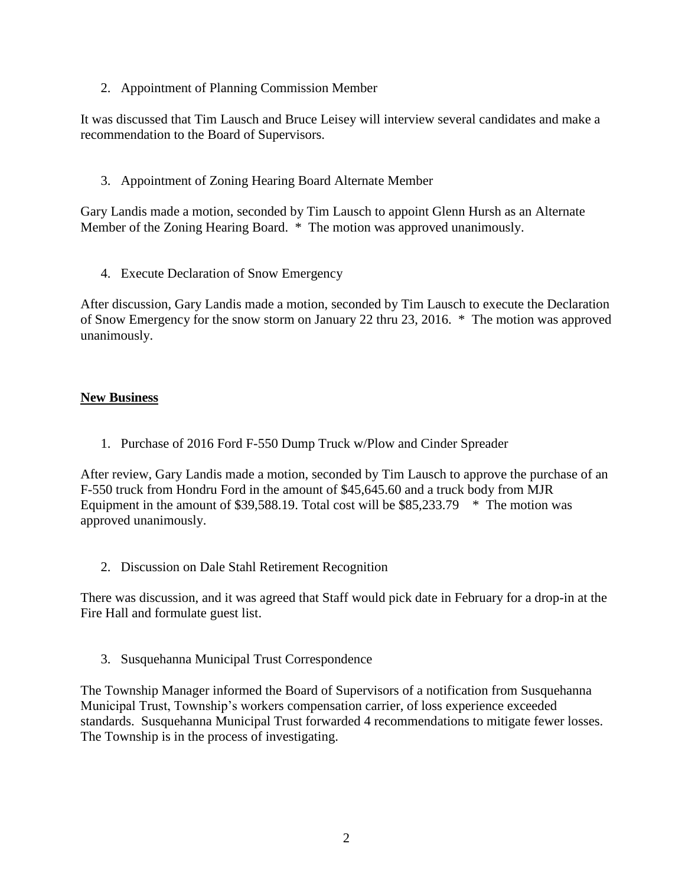2. Appointment of Planning Commission Member

It was discussed that Tim Lausch and Bruce Leisey will interview several candidates and make a recommendation to the Board of Supervisors.

3. Appointment of Zoning Hearing Board Alternate Member

Gary Landis made a motion, seconded by Tim Lausch to appoint Glenn Hursh as an Alternate Member of the Zoning Hearing Board. * The motion was approved unanimously.

4. Execute Declaration of Snow Emergency

After discussion, Gary Landis made a motion, seconded by Tim Lausch to execute the Declaration of Snow Emergency for the snow storm on January 22 thru 23, 2016. * The motion was approved unanimously.

**New Business**

1. Purchase of 2016 Ford F-550 Dump Truck w/Plow and Cinder Spreader

After review, Gary Landis made a motion, seconded by Tim Lausch to approve the purchase of an F-550 truck from Hondru Ford in the amount of $45,645.60 and a truck body from MJR Equipment in the amount of $39,588.19. Total cost will be $85,233.79 * The motion was approved unanimously.

2. Discussion on Dale Stahl Retirement Recognition

There was discussion, and it was agreed that Staff would pick date in February for a drop-in at the Fire Hall and formulate guest list.

3. Susquehanna Municipal Trust Correspondence

The Township Manager informed the Board of Supervisors of a notification from Susquehanna Municipal Trust, Township's workers compensation carrier, of loss experience exceeded standards. Susquehanna Municipal Trust forwarded 4 recommendations to mitigate fewer losses. The Township is in the process of investigating.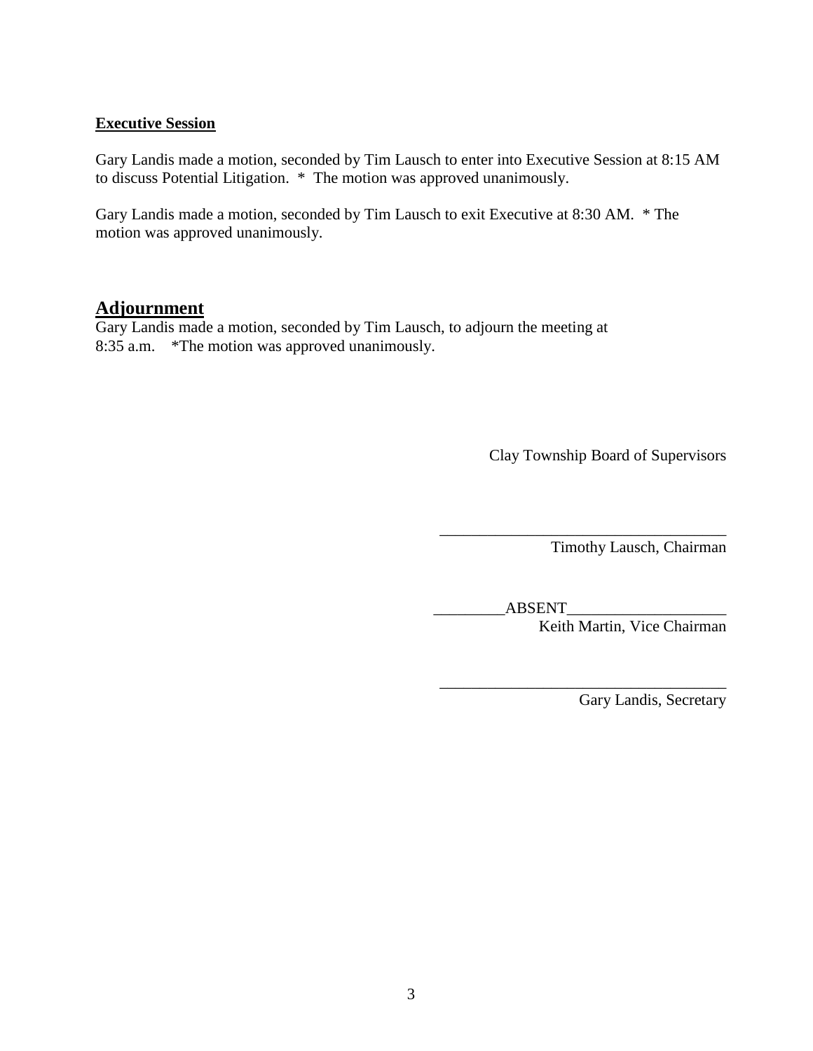**Executive Session**

Gary Landis made a motion, seconded by Tim Lausch to enter into Executive Session at 8:15 AM to discuss Potential Litigation. * The motion was approved unanimously.

Gary Landis made a motion, seconded by Tim Lausch to exit Executive at 8:30 AM. * The motion was approved unanimously.

## Adjournment

Gary Landis made a motion, seconded by Tim Lausch, to adjourn the meeting at 8:35 a.m. *The motion was approved unanimously.

Clay Township Board of Supervisors

_____________________________________
Timothy Lausch, Chairman

_________ABSENT____________________
Keith Martin, Vice Chairman

_____________________________________
Gary Landis, Secretary